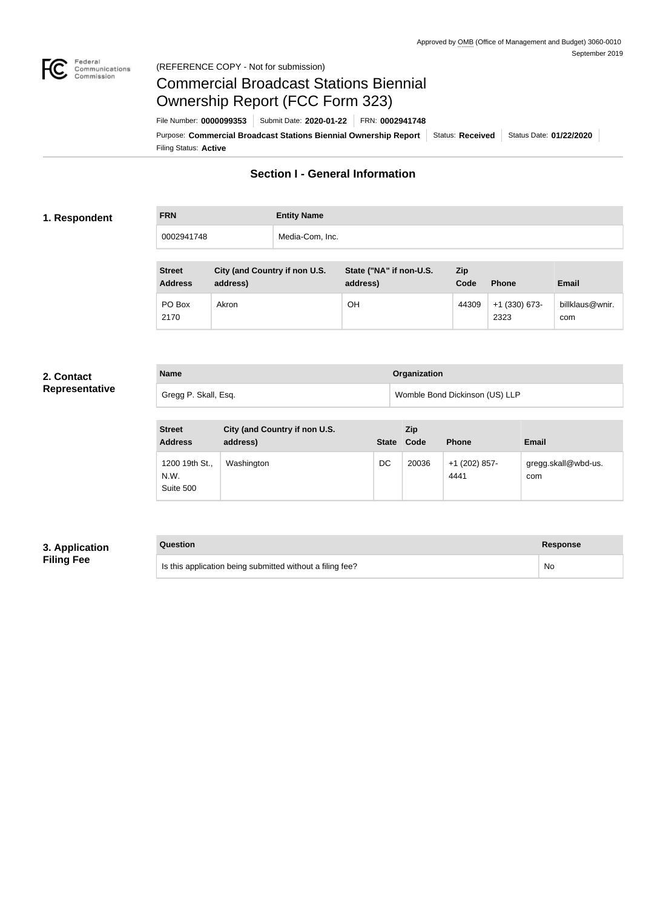Approved by OMB (Office of Management and Budget) 3060-0010
September 2019

(REFERENCE COPY - Not for submission)

# Commercial Broadcast Stations Biennial Ownership Report (FCC Form 323)

File Number: **0000099353** | Submit Date: **2020-01-22** | FRN: **0002941748**

Purpose: **Commercial Broadcast Stations Biennial Ownership Report** | Status: **Received** | Status Date: **01/22/2020**

Filing Status: **Active**

## Section I - General Information

### 1. Respondent

| FRN | Entity Name |
| --- | --- |
| 0002941748 | Media-Com, Inc. |

| Street Address | City (and Country if non U.S. address) | State ("NA" if non-U.S. address) | Zip Code | Phone | Email |
| --- | --- | --- | --- | --- | --- |
| PO Box 2170 | Akron | OH | 44309 | +1 (330) 673-2323 | billklaus@wnir.com |

### 2. Contact Representative

| Name | Organization |
| --- | --- |
| Gregg P. Skall, Esq. | Womble Bond Dickinson (US) LLP |

| Street Address | City (and Country if non U.S. address) | State | Zip Code | Phone | Email |
| --- | --- | --- | --- | --- | --- |
| 1200 19th St., N.W. Suite 500 | Washington | DC | 20036 | +1 (202) 857-4441 | gregg.skall@wbd-us.com |

### 3. Application Filing Fee

| Question | Response |
| --- | --- |
| Is this application being submitted without a filing fee? | No |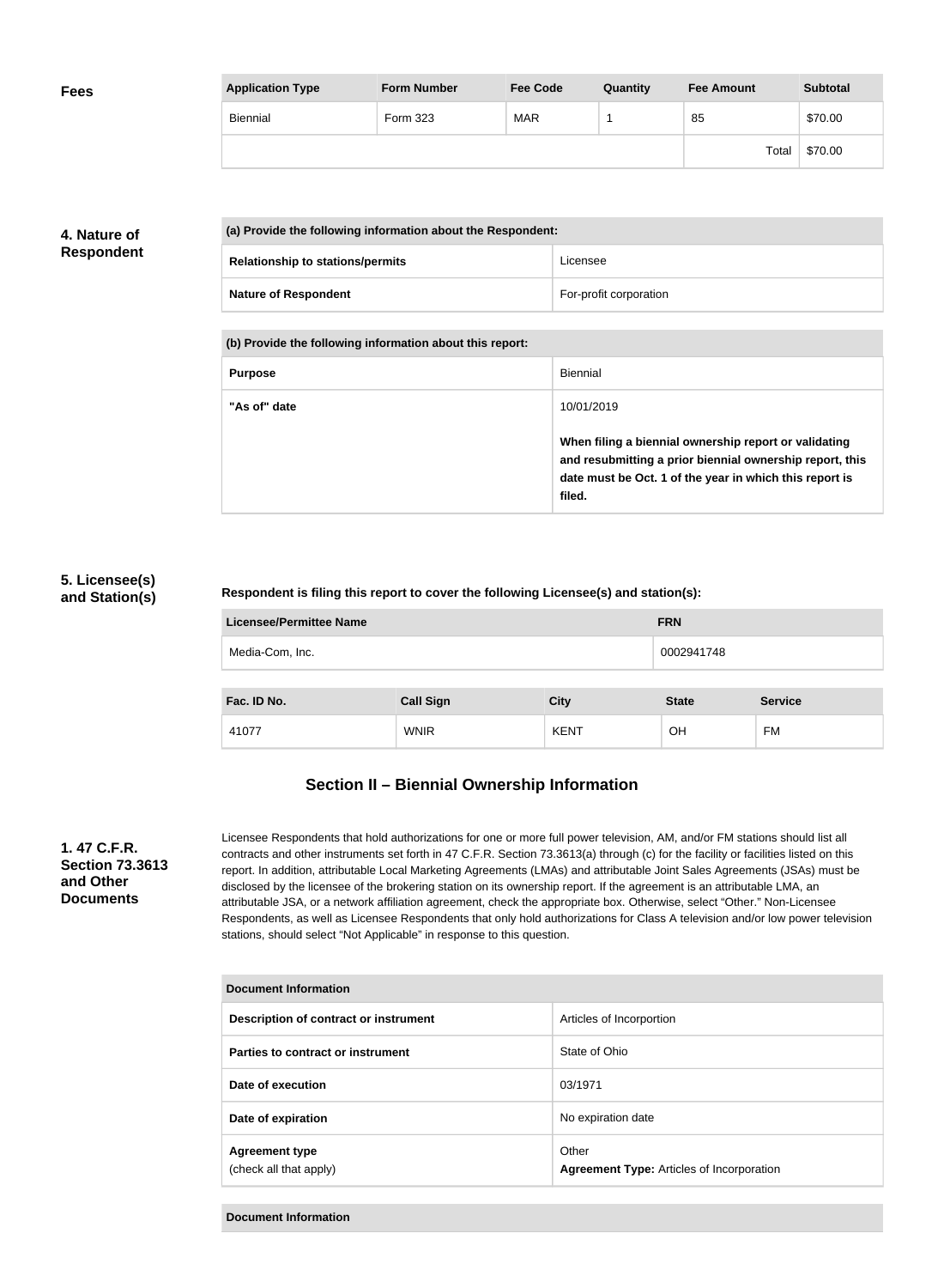**Fees**

| Application Type | Form Number | Fee Code | Quantity | Fee Amount | Subtotal |
|---|---|---|---|---|---|
| Biennial | Form 323 | MAR | 1 | 85 | $70.00 |
| | | | | Total | $70.00 |

**4. Nature of Respondent**

| (a) Provide the following information about the Respondent: | |
|---|---|
| Relationship to stations/permits | Licensee |
| Nature of Respondent | For-profit corporation |

| (b) Provide the following information about this report: | |
|---|---|
| Purpose | Biennial |
| "As of" date | 10/01/2019<br><br>**When filing a biennial ownership report or validating and resubmitting a prior biennial ownership report, this date must be Oct. 1 of the year in which this report is filed.** |

**5. Licensee(s) and Station(s)**

**Respondent is filing this report to cover the following Licensee(s) and station(s):**

| Licensee/Permittee Name | FRN |
|---|---|
| Media-Com, Inc. | 0002941748 |

| Fac. ID No. | Call Sign | City | State | Service |
|---|---|---|---|---|
| 41077 | WNIR | KENT | OH | FM |

## Section II – Biennial Ownership Information

**1. 47 C.F.R. Section 73.3613 and Other Documents**

Licensee Respondents that hold authorizations for one or more full power television, AM, and/or FM stations should list all contracts and other instruments set forth in 47 C.F.R. Section 73.3613(a) through (c) for the facility or facilities listed on this report. In addition, attributable Local Marketing Agreements (LMAs) and attributable Joint Sales Agreements (JSAs) must be disclosed by the licensee of the brokering station on its ownership report. If the agreement is an attributable LMA, an attributable JSA, or a network affiliation agreement, check the appropriate box. Otherwise, select "Other." Non-Licensee Respondents, as well as Licensee Respondents that only hold authorizations for Class A television and/or low power television stations, should select "Not Applicable" in response to this question.

| Document Information | |
|---|---|
| Description of contract or instrument | Articles of Incorportion |
| Parties to contract or instrument | State of Ohio |
| Date of execution | 03/1971 |
| Date of expiration | No expiration date |
| Agreement type<br>(check all that apply) | Other<br>**Agreement Type:** Articles of Incorporation |

| Document Information |
|---|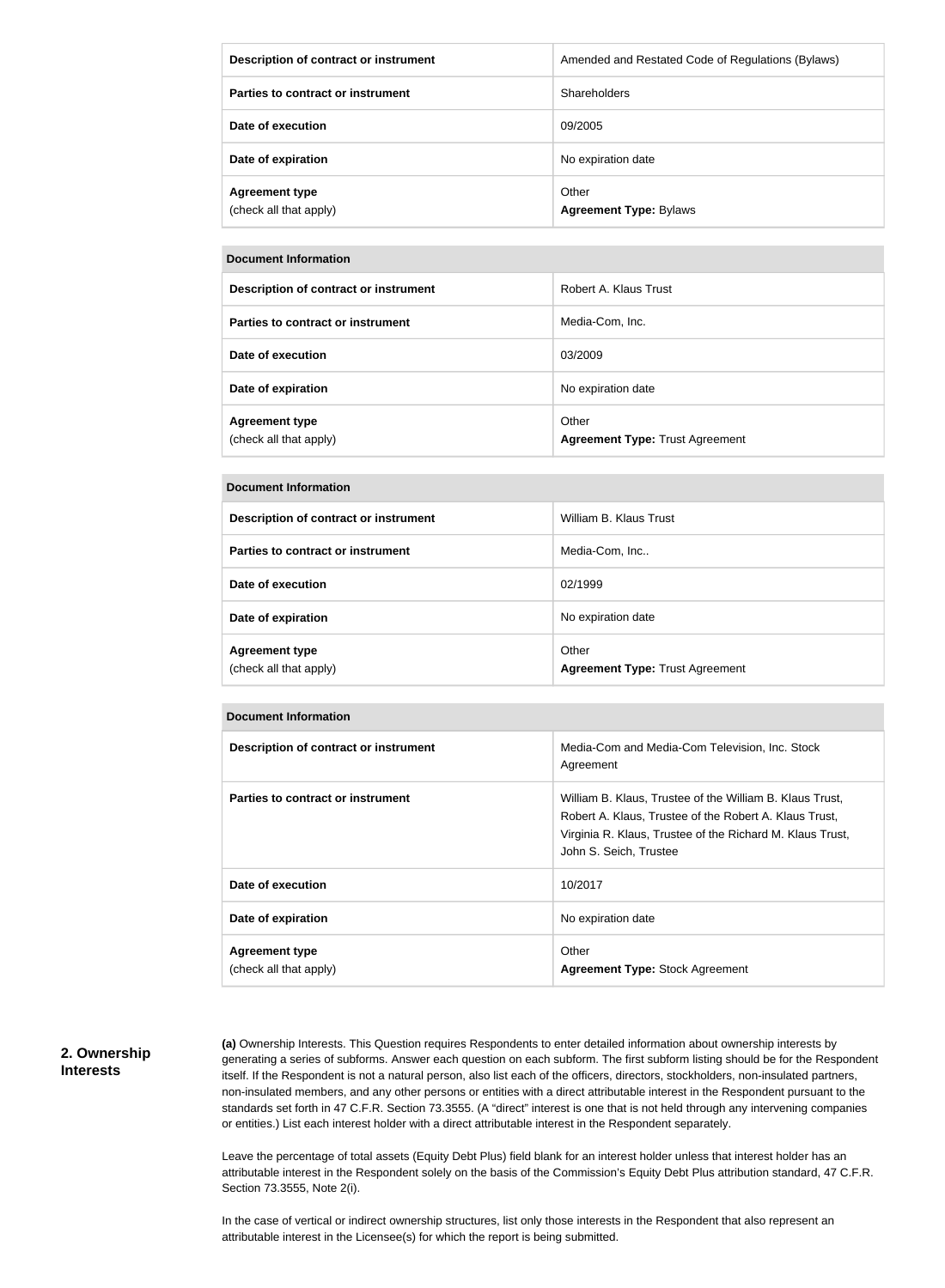| Description of contract or instrument | Amended and Restated Code of Regulations (Bylaws) |
| --- | --- |
| Parties to contract or instrument | Shareholders |
| Date of execution | 09/2005 |
| Date of expiration | No expiration date |
| Agreement type (check all that apply) | Other **Agreement Type:** Bylaws |

| Document Information | |
| --- | --- |
| Description of contract or instrument | Robert A. Klaus Trust |
| Parties to contract or instrument | Media-Com, Inc. |
| Date of execution | 03/2009 |
| Date of expiration | No expiration date |
| Agreement type (check all that apply) | Other **Agreement Type:** Trust Agreement |

| Document Information | |
| --- | --- |
| Description of contract or instrument | William B. Klaus Trust |
| Parties to contract or instrument | Media-Com, Inc.. |
| Date of execution | 02/1999 |
| Date of expiration | No expiration date |
| Agreement type (check all that apply) | Other **Agreement Type:** Trust Agreement |

| Document Information | |
| --- | --- |
| Description of contract or instrument | Media-Com and Media-Com Television, Inc. Stock Agreement |
| Parties to contract or instrument | William B. Klaus, Trustee of the William B. Klaus Trust, Robert A. Klaus, Trustee of the Robert A. Klaus Trust, Virginia R. Klaus, Trustee of the Richard M. Klaus Trust, John S. Seich, Trustee |
| Date of execution | 10/2017 |
| Date of expiration | No expiration date |
| Agreement type (check all that apply) | Other **Agreement Type:** Stock Agreement |

## 2. Ownership Interests

**(a)** Ownership Interests. This Question requires Respondents to enter detailed information about ownership interests by generating a series of subforms. Answer each question on each subform. The first subform listing should be for the Respondent itself. If the Respondent is not a natural person, also list each of the officers, directors, stockholders, non-insulated partners, non-insulated members, and any other persons or entities with a direct attributable interest in the Respondent pursuant to the standards set forth in 47 C.F.R. Section 73.3555. (A "direct" interest is one that is not held through any intervening companies or entities.) List each interest holder with a direct attributable interest in the Respondent separately.

Leave the percentage of total assets (Equity Debt Plus) field blank for an interest holder unless that interest holder has an attributable interest in the Respondent solely on the basis of the Commission's Equity Debt Plus attribution standard, 47 C.F.R. Section 73.3555, Note 2(i).

In the case of vertical or indirect ownership structures, list only those interests in the Respondent that also represent an attributable interest in the Licensee(s) for which the report is being submitted.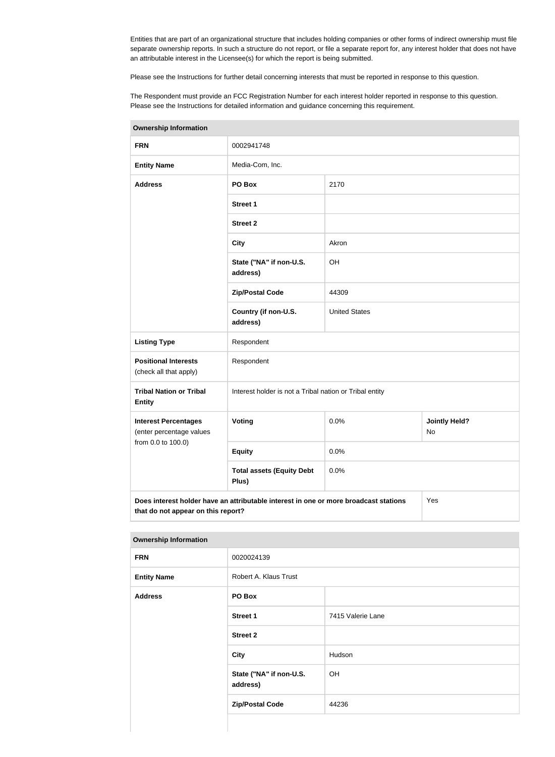Entities that are part of an organizational structure that includes holding companies or other forms of indirect ownership must file separate ownership reports. In such a structure do not report, or file a separate report for, any interest holder that does not have an attributable interest in the Licensee(s) for which the report is being submitted.

Please see the Instructions for further detail concerning interests that must be reported in response to this question.

The Respondent must provide an FCC Registration Number for each interest holder reported in response to this question. Please see the Instructions for detailed information and guidance concerning this requirement.

| **Ownership Information** | | | |
|---|---|---|---|
| **FRN** | 0002941748 | | |
| **Entity Name** | Media-Com, Inc. | | |
| **Address** | **PO Box** | 2170 | |
| | **Street 1** | | |
| | **Street 2** | | |
| | **City** | Akron | |
| | **State ("NA" if non-U.S. address)** | OH | |
| | **Zip/Postal Code** | 44309 | |
| | **Country (if non-U.S. address)** | United States | |
| **Listing Type** | Respondent | | |
| **Positional Interests** (check all that apply) | Respondent | | |
| **Tribal Nation or Tribal Entity** | Interest holder is not a Tribal nation or Tribal entity | | |
| **Interest Percentages** (enter percentage values from 0.0 to 100.0) | **Voting** | 0.0% | **Jointly Held?** No |
| | **Equity** | 0.0% | |
| | **Total assets (Equity Debt Plus)** | 0.0% | |
| **Does interest holder have an attributable interest in one or more broadcast stations that do not appear on this report?** | | | Yes |

| **Ownership Information** | | |
|---|---|---|
| **FRN** | 0020024139 | |
| **Entity Name** | Robert A. Klaus Trust | |
| **Address** | **PO Box** | |
| | **Street 1** | 7415 Valerie Lane |
| | **Street 2** | |
| | **City** | Hudson |
| | **State ("NA" if non-U.S. address)** | OH |
| | **Zip/Postal Code** | 44236 |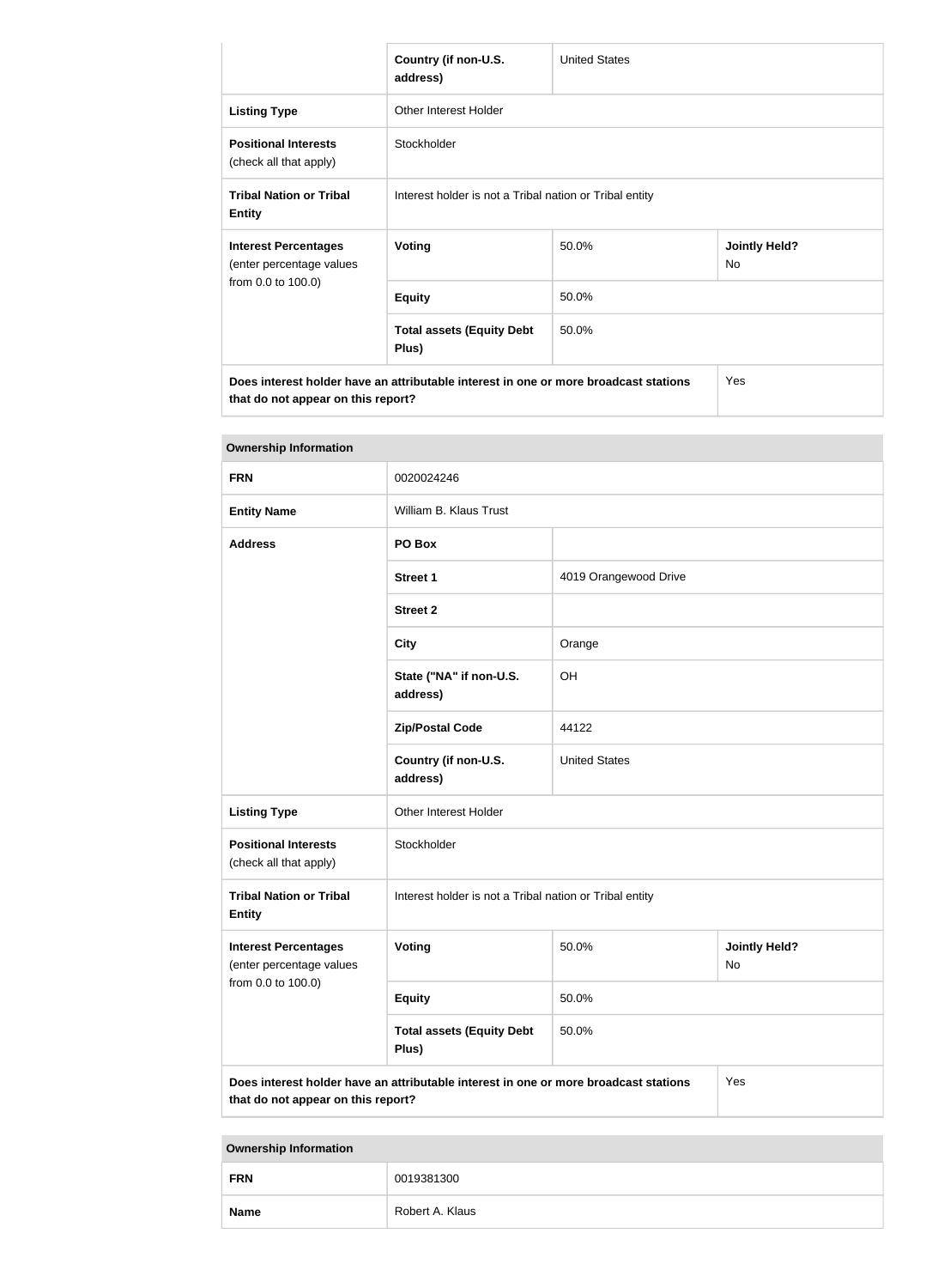| | Country (if non-U.S. address) | United States | |
|---|---|---|---|
| **Listing Type** | Other Interest Holder | | |
| **Positional Interests** (check all that apply) | Stockholder | | |
| **Tribal Nation or Tribal Entity** | Interest holder is not a Tribal nation or Tribal entity | | |
| **Interest Percentages** (enter percentage values from 0.0 to 100.0) | **Voting** | 50.0% | **Jointly Held?** No |
| | **Equity** | 50.0% | |
| | **Total assets (Equity Debt Plus)** | 50.0% | |
| **Does interest holder have an attributable interest in one or more broadcast stations that do not appear on this report?** | | | Yes |

| **Ownership Information** | | | |
|---|---|---|---|
| **FRN** | 0020024246 | | |
| **Entity Name** | William B. Klaus Trust | | |
| **Address** | **PO Box** | | |
| | **Street 1** | 4019 Orangewood Drive | |
| | **Street 2** | | |
| | **City** | Orange | |
| | **State ("NA" if non-U.S. address)** | OH | |
| | **Zip/Postal Code** | 44122 | |
| | **Country (if non-U.S. address)** | United States | |
| **Listing Type** | Other Interest Holder | | |
| **Positional Interests** (check all that apply) | Stockholder | | |
| **Tribal Nation or Tribal Entity** | Interest holder is not a Tribal nation or Tribal entity | | |
| **Interest Percentages** (enter percentage values from 0.0 to 100.0) | **Voting** | 50.0% | **Jointly Held?** No |
| | **Equity** | 50.0% | |
| | **Total assets (Equity Debt Plus)** | 50.0% | |
| **Does interest holder have an attributable interest in one or more broadcast stations that do not appear on this report?** | | | Yes |

| **Ownership Information** | |
|---|---|
| **FRN** | 0019381300 |
| **Name** | Robert A. Klaus |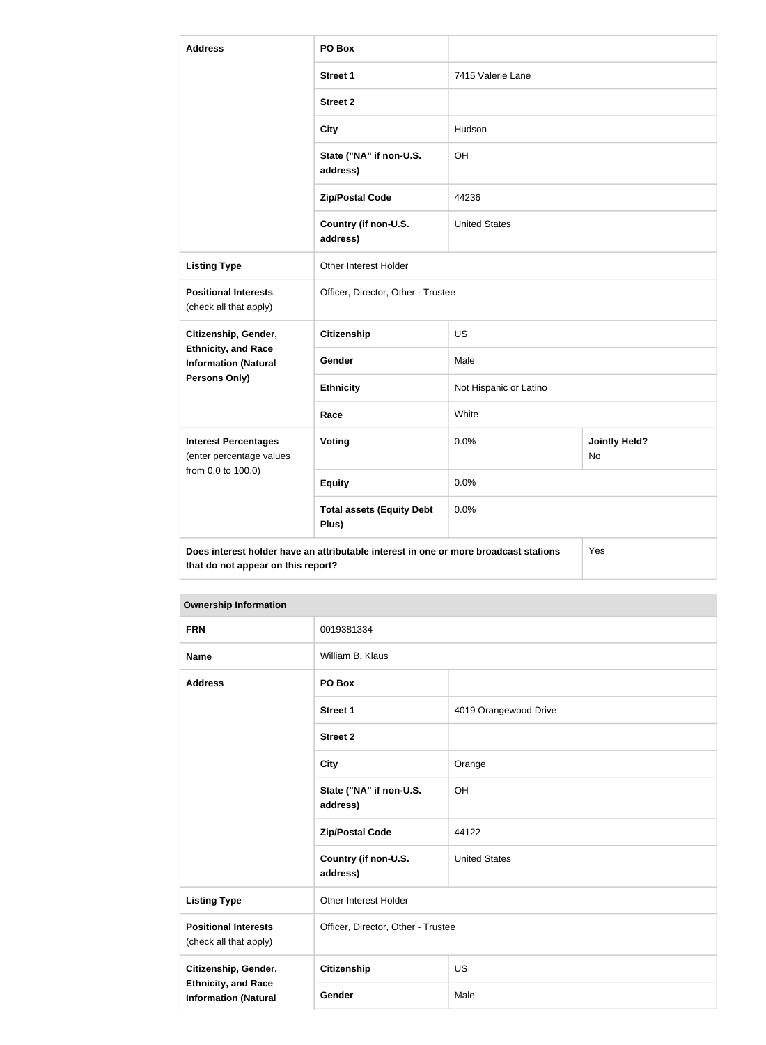| Address | PO Box | | |
|---|---|---|---|
| | Street 1 | 7415 Valerie Lane | |
| | Street 2 | | |
| | City | Hudson | |
| | State ("NA" if non-U.S. address) | OH | |
| | Zip/Postal Code | 44236 | |
| | Country (if non-U.S. address) | United States | |
| Listing Type | Other Interest Holder | | |
| Positional Interests (check all that apply) | Officer, Director, Other - Trustee | | |
| Citizenship, Gender, Ethnicity, and Race Information (Natural Persons Only) | Citizenship | US | |
| | Gender | Male | |
| | Ethnicity | Not Hispanic or Latino | |
| | Race | White | |
| Interest Percentages (enter percentage values from 0.0 to 100.0) | Voting | 0.0% | Jointly Held? No |
| | Equity | 0.0% | |
| | Total assets (Equity Debt Plus) | 0.0% | |
| Does interest holder have an attributable interest in one or more broadcast stations that do not appear on this report? | | | Yes |

| Ownership Information | | |
|---|---|---|
| FRN | 0019381334 | |
| Name | William B. Klaus | |
| Address | PO Box | |
| | Street 1 | 4019 Orangewood Drive |
| | Street 2 | |
| | City | Orange |
| | State ("NA" if non-U.S. address) | OH |
| | Zip/Postal Code | 44122 |
| | Country (if non-U.S. address) | United States |
| Listing Type | Other Interest Holder | |
| Positional Interests (check all that apply) | Officer, Director, Other - Trustee | |
| Citizenship, Gender, Ethnicity, and Race Information (Natural | Citizenship | US |
| | Gender | Male |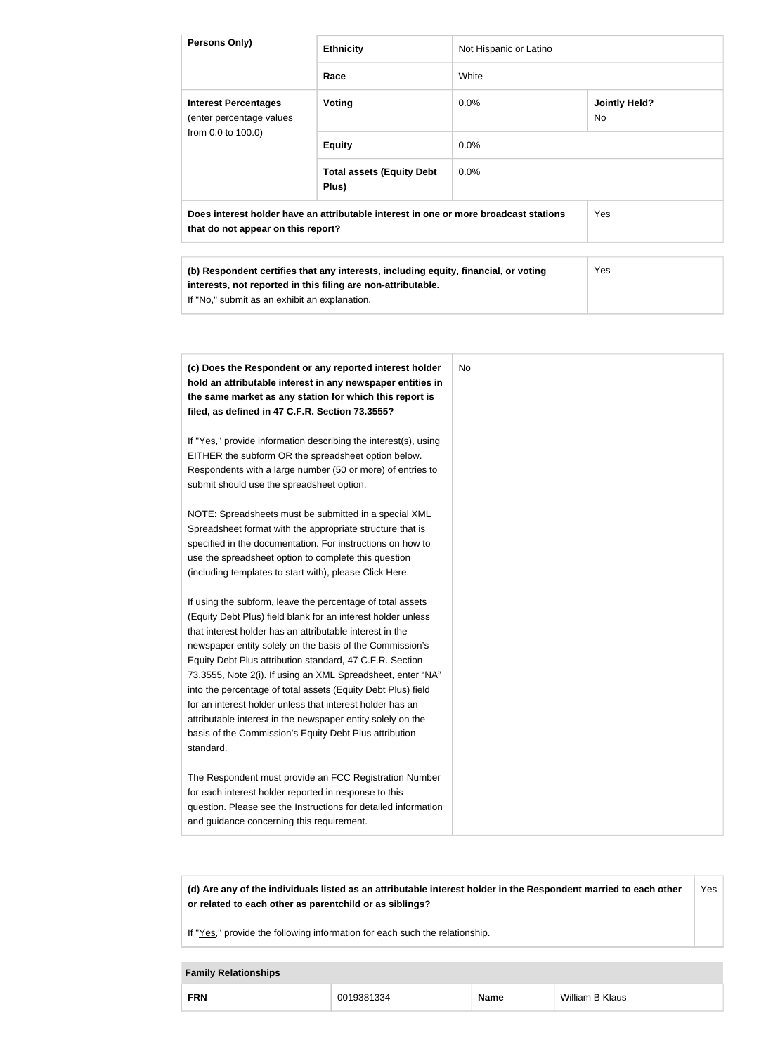| Persons Only) | Ethnicity | Not Hispanic or Latino | |
|---|---|---|---|
| | **Race** | White | |
| **Interest Percentages** (enter percentage values from 0.0 to 100.0) | **Voting** | 0.0% | **Jointly Held?** No |
| | **Equity** | 0.0% | |
| | **Total assets (Equity Debt Plus)** | 0.0% | |
| **Does interest holder have an attributable interest in one or more broadcast stations that do not appear on this report?** | | | Yes |

| | |
|---|---|
| **(b) Respondent certifies that any interests, including equity, financial, or voting interests, not reported in this filing are non-attributable.** If "No," submit as an exhibit an explanation. | Yes |

| | |
|---|---|
| **(c) Does the Respondent or any reported interest holder hold an attributable interest in any newspaper entities in the same market as any station for which this report is filed, as defined in 47 C.F.R. Section 73.3555?**<br><br>If "Yes," provide information describing the interest(s), using EITHER the subform OR the spreadsheet option below. Respondents with a large number (50 or more) of entries to submit should use the spreadsheet option.<br><br>NOTE: Spreadsheets must be submitted in a special XML Spreadsheet format with the appropriate structure that is specified in the documentation. For instructions on how to use the spreadsheet option to complete this question (including templates to start with), please Click Here.<br><br>If using the subform, leave the percentage of total assets (Equity Debt Plus) field blank for an interest holder unless that interest holder has an attributable interest in the newspaper entity solely on the basis of the Commission's Equity Debt Plus attribution standard, 47 C.F.R. Section 73.3555, Note 2(i). If using an XML Spreadsheet, enter "NA" into the percentage of total assets (Equity Debt Plus) field for an interest holder unless that interest holder has an attributable interest in the newspaper entity solely on the basis of the Commission's Equity Debt Plus attribution standard.<br><br>The Respondent must provide an FCC Registration Number for each interest holder reported in response to this question. Please see the Instructions for detailed information and guidance concerning this requirement. | No |

| | |
|---|---|
| **(d) Are any of the individuals listed as an attributable interest holder in the Respondent married to each other or related to each other as parentchild or as siblings?**<br><br>If "Yes," provide the following information for each such the relationship. | Yes |

| Family Relationships | | | |
|---|---|---|---|
| **FRN** | 0019381334 | **Name** | William B Klaus |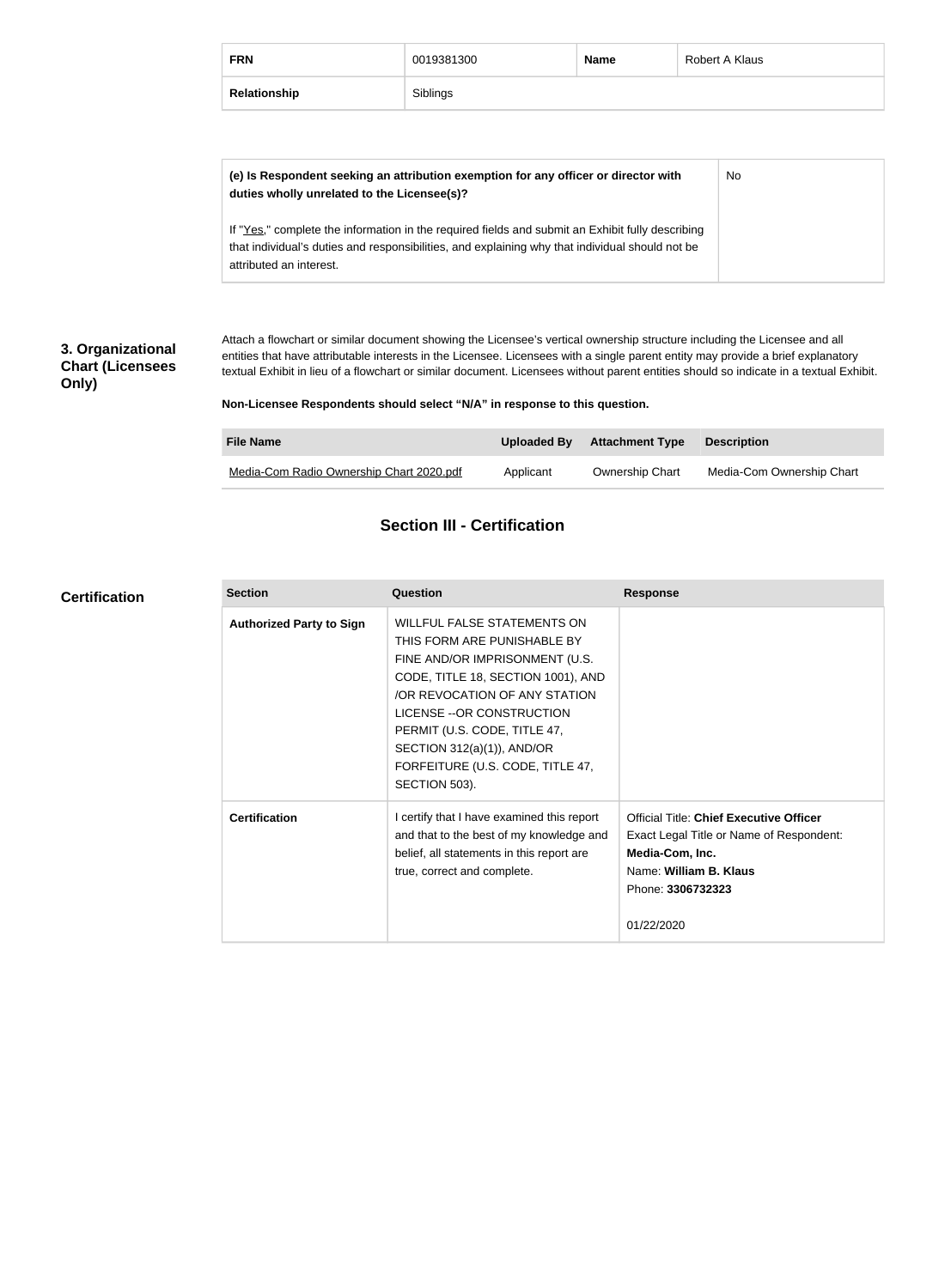| | | | |
|---|---|---|---|
| **FRN** | 0019381300 | **Name** | Robert A Klaus |
| **Relationship** | Siblings | | |

| | |
|---|---|
| **(e) Is Respondent seeking an attribution exemption for any officer or director with duties wholly unrelated to the Licensee(s)?**<br><br>If "Yes," complete the information in the required fields and submit an Exhibit fully describing that individual's duties and responsibilities, and explaining why that individual should not be attributed an interest. | No |

### 3. Organizational Chart (Licensees Only)

Attach a flowchart or similar document showing the Licensee's vertical ownership structure including the Licensee and all entities that have attributable interests in the Licensee. Licensees with a single parent entity may provide a brief explanatory textual Exhibit in lieu of a flowchart or similar document. Licensees without parent entities should so indicate in a textual Exhibit.

**Non-Licensee Respondents should select "N/A" in response to this question.**

| File Name | Uploaded By | Attachment Type | Description |
|---|---|---|---|
| Media-Com Radio Ownership Chart 2020.pdf | Applicant | Ownership Chart | Media-Com Ownership Chart |

## Section III - Certification

### Certification

| Section | Question | Response |
|---|---|---|
| **Authorized Party to Sign** | WILLFUL FALSE STATEMENTS ON THIS FORM ARE PUNISHABLE BY FINE AND/OR IMPRISONMENT (U.S. CODE, TITLE 18, SECTION 1001), AND /OR REVOCATION OF ANY STATION LICENSE --OR CONSTRUCTION PERMIT (U.S. CODE, TITLE 47, SECTION 312(a)(1)), AND/OR FORFEITURE (U.S. CODE, TITLE 47, SECTION 503). | |
| **Certification** | I certify that I have examined this report and that to the best of my knowledge and belief, all statements in this report are true, correct and complete. | Official Title: **Chief Executive Officer**<br>Exact Legal Title or Name of Respondent: **Media-Com, Inc.**<br>Name: **William B. Klaus**<br>Phone: **3306732323**<br><br>01/22/2020 |